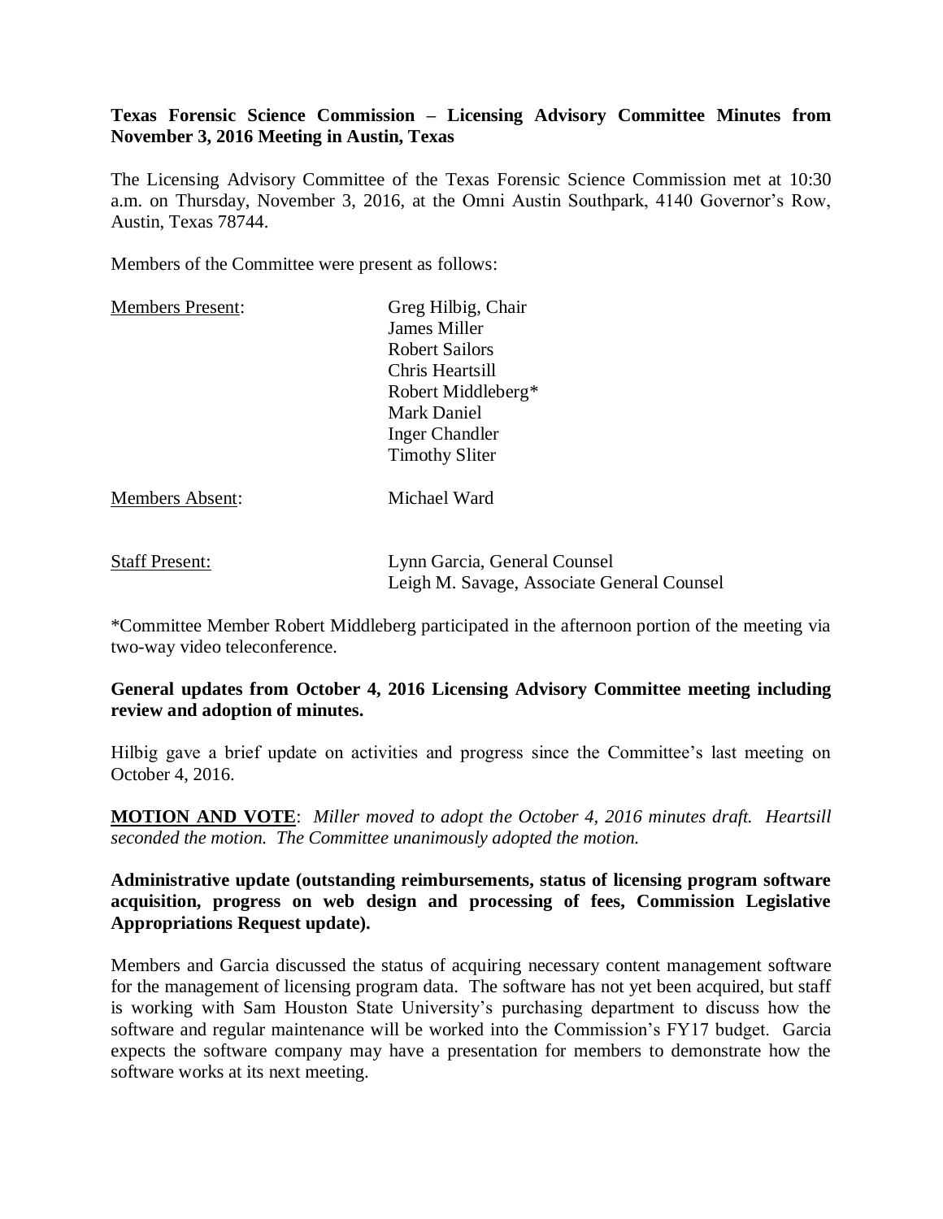**Texas Forensic Science Commission – Licensing Advisory Committee Minutes from November 3, 2016 Meeting in Austin, Texas**

The Licensing Advisory Committee of the Texas Forensic Science Commission met at 10:30 a.m. on Thursday, November 3, 2016, at the Omni Austin Southpark, 4140 Governor's Row, Austin, Texas 78744.

Members of the Committee were present as follows:

| | |
|---|---|
| Members Present: | Greg Hilbig, Chair<br>James Miller<br>Robert Sailors<br>Chris Heartsill<br>Robert Middleberg*<br>Mark Daniel<br>Inger Chandler<br>Timothy Sliter |
| Members Absent: | Michael Ward |
| Staff Present: | Lynn Garcia, General Counsel<br>Leigh M. Savage, Associate General Counsel |

*Committee Member Robert Middleberg participated in the afternoon portion of the meeting via two-way video teleconference.

**General updates from October 4, 2016 Licensing Advisory Committee meeting including review and adoption of minutes.**

Hilbig gave a brief update on activities and progress since the Committee's last meeting on October 4, 2016.

**MOTION AND VOTE**: *Miller moved to adopt the October 4, 2016 minutes draft. Heartsill seconded the motion. The Committee unanimously adopted the motion.*

**Administrative update (outstanding reimbursements, status of licensing program software acquisition, progress on web design and processing of fees, Commission Legislative Appropriations Request update).**

Members and Garcia discussed the status of acquiring necessary content management software for the management of licensing program data. The software has not yet been acquired, but staff is working with Sam Houston State University's purchasing department to discuss how the software and regular maintenance will be worked into the Commission's FY17 budget. Garcia expects the software company may have a presentation for members to demonstrate how the software works at its next meeting.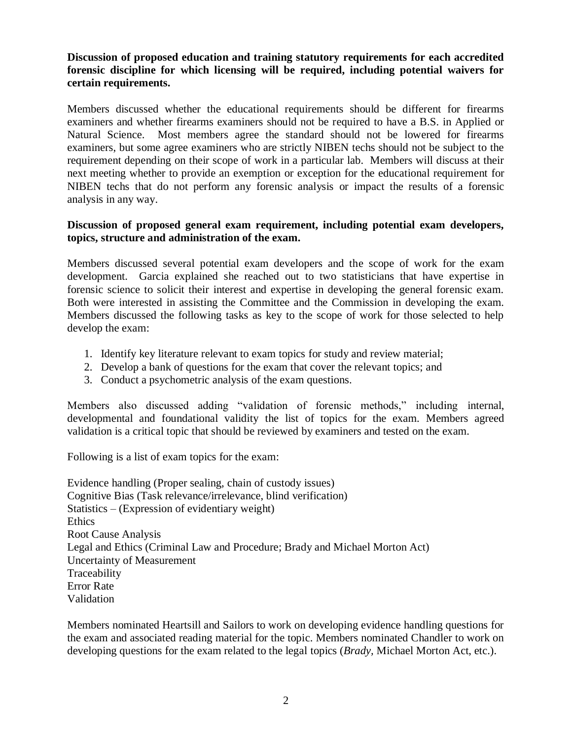**Discussion of proposed education and training statutory requirements for each accredited forensic discipline for which licensing will be required, including potential waivers for certain requirements.**

Members discussed whether the educational requirements should be different for firearms examiners and whether firearms examiners should not be required to have a B.S. in Applied or Natural Science. Most members agree the standard should not be lowered for firearms examiners, but some agree examiners who are strictly NIBEN techs should not be subject to the requirement depending on their scope of work in a particular lab. Members will discuss at their next meeting whether to provide an exemption or exception for the educational requirement for NIBEN techs that do not perform any forensic analysis or impact the results of a forensic analysis in any way.

**Discussion of proposed general exam requirement, including potential exam developers, topics, structure and administration of the exam.**

Members discussed several potential exam developers and the scope of work for the exam development. Garcia explained she reached out to two statisticians that have expertise in forensic science to solicit their interest and expertise in developing the general forensic exam. Both were interested in assisting the Committee and the Commission in developing the exam. Members discussed the following tasks as key to the scope of work for those selected to help develop the exam:

1. Identify key literature relevant to exam topics for study and review material;
2. Develop a bank of questions for the exam that cover the relevant topics; and
3. Conduct a psychometric analysis of the exam questions.

Members also discussed adding "validation of forensic methods," including internal, developmental and foundational validity the list of topics for the exam. Members agreed validation is a critical topic that should be reviewed by examiners and tested on the exam.

Following is a list of exam topics for the exam:

Evidence handling (Proper sealing, chain of custody issues)
Cognitive Bias (Task relevance/irrelevance, blind verification)
Statistics – (Expression of evidentiary weight)
Ethics
Root Cause Analysis
Legal and Ethics (Criminal Law and Procedure; Brady and Michael Morton Act)
Uncertainty of Measurement
Traceability
Error Rate
Validation

Members nominated Heartsill and Sailors to work on developing evidence handling questions for the exam and associated reading material for the topic. Members nominated Chandler to work on developing questions for the exam related to the legal topics (*Brady*, Michael Morton Act, etc.).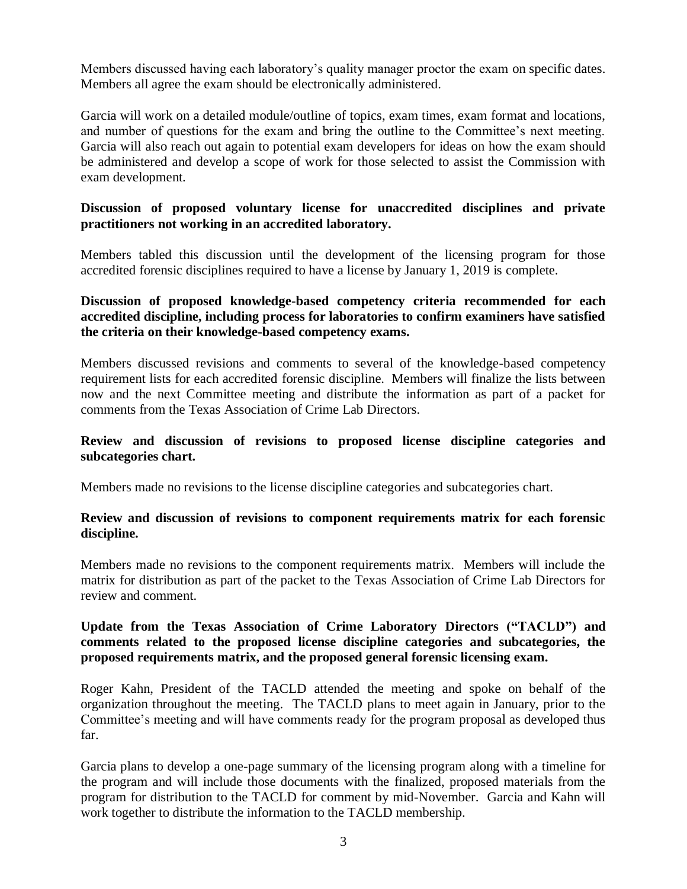Members discussed having each laboratory's quality manager proctor the exam on specific dates. Members all agree the exam should be electronically administered.

Garcia will work on a detailed module/outline of topics, exam times, exam format and locations, and number of questions for the exam and bring the outline to the Committee's next meeting. Garcia will also reach out again to potential exam developers for ideas on how the exam should be administered and develop a scope of work for those selected to assist the Commission with exam development.

**Discussion of proposed voluntary license for unaccredited disciplines and private practitioners not working in an accredited laboratory.**

Members tabled this discussion until the development of the licensing program for those accredited forensic disciplines required to have a license by January 1, 2019 is complete.

**Discussion of proposed knowledge-based competency criteria recommended for each accredited discipline, including process for laboratories to confirm examiners have satisfied the criteria on their knowledge-based competency exams.**

Members discussed revisions and comments to several of the knowledge-based competency requirement lists for each accredited forensic discipline. Members will finalize the lists between now and the next Committee meeting and distribute the information as part of a packet for comments from the Texas Association of Crime Lab Directors.

**Review and discussion of revisions to proposed license discipline categories and subcategories chart.**

Members made no revisions to the license discipline categories and subcategories chart.

**Review and discussion of revisions to component requirements matrix for each forensic discipline.**

Members made no revisions to the component requirements matrix. Members will include the matrix for distribution as part of the packet to the Texas Association of Crime Lab Directors for review and comment.

**Update from the Texas Association of Crime Laboratory Directors ("TACLD") and comments related to the proposed license discipline categories and subcategories, the proposed requirements matrix, and the proposed general forensic licensing exam.**

Roger Kahn, President of the TACLD attended the meeting and spoke on behalf of the organization throughout the meeting. The TACLD plans to meet again in January, prior to the Committee's meeting and will have comments ready for the program proposal as developed thus far.

Garcia plans to develop a one-page summary of the licensing program along with a timeline for the program and will include those documents with the finalized, proposed materials from the program for distribution to the TACLD for comment by mid-November. Garcia and Kahn will work together to distribute the information to the TACLD membership.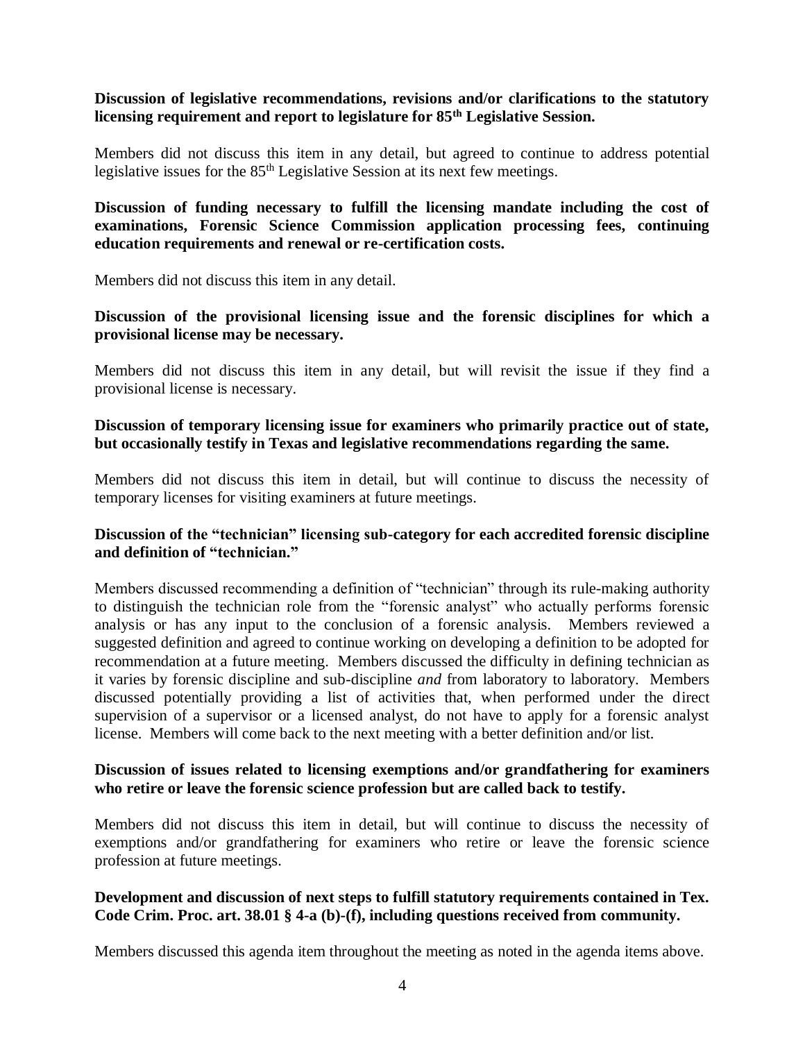**Discussion of legislative recommendations, revisions and/or clarifications to the statutory licensing requirement and report to legislature for 85th Legislative Session.**

Members did not discuss this item in any detail, but agreed to continue to address potential legislative issues for the 85th Legislative Session at its next few meetings.

**Discussion of funding necessary to fulfill the licensing mandate including the cost of examinations, Forensic Science Commission application processing fees, continuing education requirements and renewal or re-certification costs.**

Members did not discuss this item in any detail.

**Discussion of the provisional licensing issue and the forensic disciplines for which a provisional license may be necessary.**

Members did not discuss this item in any detail, but will revisit the issue if they find a provisional license is necessary.

**Discussion of temporary licensing issue for examiners who primarily practice out of state, but occasionally testify in Texas and legislative recommendations regarding the same.**

Members did not discuss this item in detail, but will continue to discuss the necessity of temporary licenses for visiting examiners at future meetings.

**Discussion of the "technician" licensing sub-category for each accredited forensic discipline and definition of "technician."**

Members discussed recommending a definition of "technician" through its rule-making authority to distinguish the technician role from the "forensic analyst" who actually performs forensic analysis or has any input to the conclusion of a forensic analysis. Members reviewed a suggested definition and agreed to continue working on developing a definition to be adopted for recommendation at a future meeting. Members discussed the difficulty in defining technician as it varies by forensic discipline and sub-discipline *and* from laboratory to laboratory. Members discussed potentially providing a list of activities that, when performed under the direct supervision of a supervisor or a licensed analyst, do not have to apply for a forensic analyst license. Members will come back to the next meeting with a better definition and/or list.

**Discussion of issues related to licensing exemptions and/or grandfathering for examiners who retire or leave the forensic science profession but are called back to testify.**

Members did not discuss this item in detail, but will continue to discuss the necessity of exemptions and/or grandfathering for examiners who retire or leave the forensic science profession at future meetings.

**Development and discussion of next steps to fulfill statutory requirements contained in Tex. Code Crim. Proc. art. 38.01 § 4-a (b)-(f), including questions received from community.**

Members discussed this agenda item throughout the meeting as noted in the agenda items above.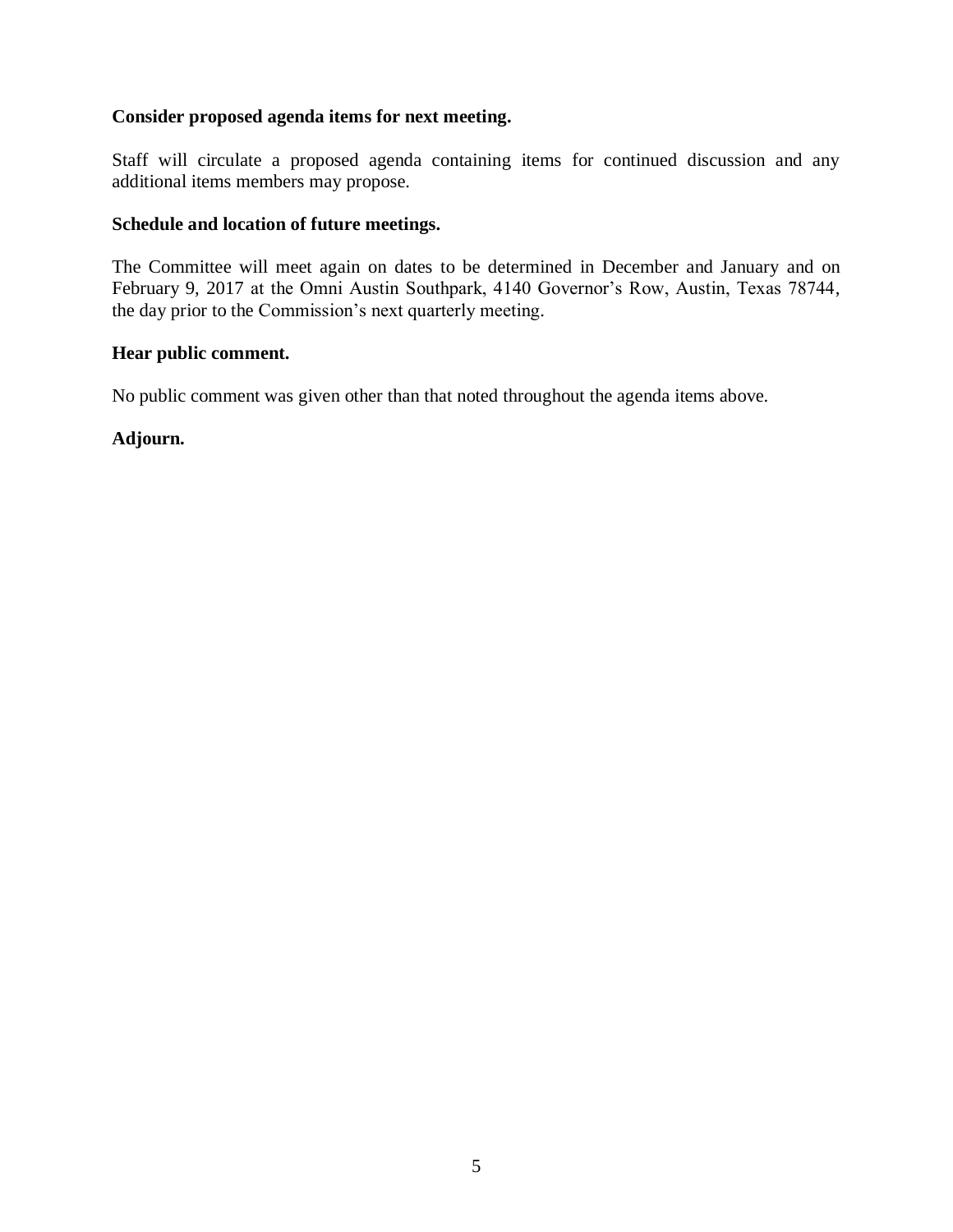**Consider proposed agenda items for next meeting.**

Staff will circulate a proposed agenda containing items for continued discussion and any additional items members may propose.

**Schedule and location of future meetings.**

The Committee will meet again on dates to be determined in December and January and on February 9, 2017 at the Omni Austin Southpark, 4140 Governor's Row, Austin, Texas 78744, the day prior to the Commission's next quarterly meeting.

**Hear public comment.**

No public comment was given other than that noted throughout the agenda items above.

**Adjourn.**